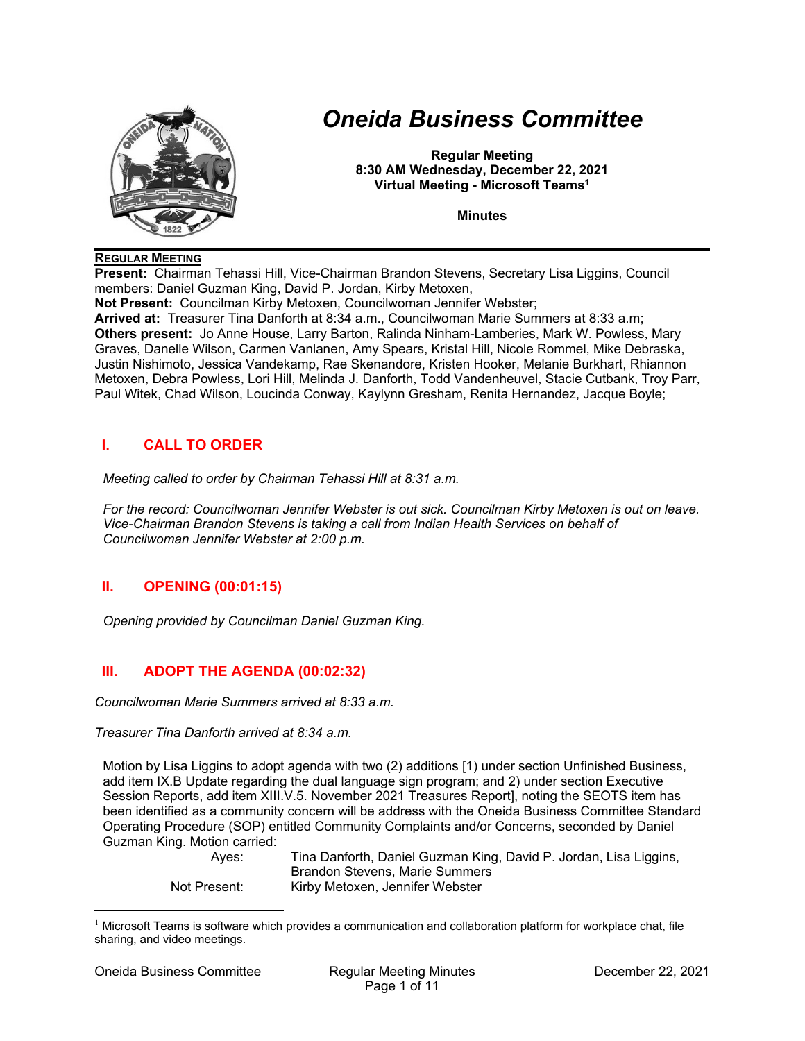# Oneida Business Committee

**Regular Meeting**
**8:30 AM Wednesday, December 22, 2021**
**Virtual Meeting - Microsoft Teams[1]**

**Minutes**

## REGULAR MEETING

**Present:** Chairman Tehassi Hill, Vice-Chairman Brandon Stevens, Secretary Lisa Liggins, Council members: Daniel Guzman King, David P. Jordan, Kirby Metoxen,
**Not Present:** Councilman Kirby Metoxen, Councilwoman Jennifer Webster;
**Arrived at:** Treasurer Tina Danforth at 8:34 a.m., Councilwoman Marie Summers at 8:33 a.m;
**Others present:** Jo Anne House, Larry Barton, Ralinda Ninham-Lamberies, Mark W. Powless, Mary Graves, Danelle Wilson, Carmen Vanlanen, Amy Spears, Kristal Hill, Nicole Rommel, Mike Debraska, Justin Nishimoto, Jessica Vandekamp, Rae Skenandore, Kristen Hooker, Melanie Burkhart, Rhiannon Metoxen, Debra Powless, Lori Hill, Melinda J. Danforth, Todd Vandenheuvel, Stacie Cutbank, Troy Parr, Paul Witek, Chad Wilson, Loucinda Conway, Kaylynn Gresham, Renita Hernandez, Jacque Boyle;

## I. CALL TO ORDER

*Meeting called to order by Chairman Tehassi Hill at 8:31 a.m.*

*For the record: Councilwoman Jennifer Webster is out sick. Councilman Kirby Metoxen is out on leave. Vice-Chairman Brandon Stevens is taking a call from Indian Health Services on behalf of Councilwoman Jennifer Webster at 2:00 p.m.*

## II. OPENING (00:01:15)

*Opening provided by Councilman Daniel Guzman King.*

## III. ADOPT THE AGENDA (00:02:32)

*Councilwoman Marie Summers arrived at 8:33 a.m.*

*Treasurer Tina Danforth arrived at 8:34 a.m.*

Motion by Lisa Liggins to adopt agenda with two (2) additions [1) under section Unfinished Business, add item IX.B Update regarding the dual language sign program; and 2) under section Executive Session Reports, add item XIII.V.5. November 2021 Treasures Report], noting the SEOTS item has been identified as a community concern will be address with the Oneida Business Committee Standard Operating Procedure (SOP) entitled Community Complaints and/or Concerns, seconded by Daniel Guzman King. Motion carried:

Ayes: Tina Danforth, Daniel Guzman King, David P. Jordan, Lisa Liggins, Brandon Stevens, Marie Summers
Not Present: Kirby Metoxen, Jennifer Webster

[1] Microsoft Teams is software which provides a communication and collaboration platform for workplace chat, file sharing, and video meetings.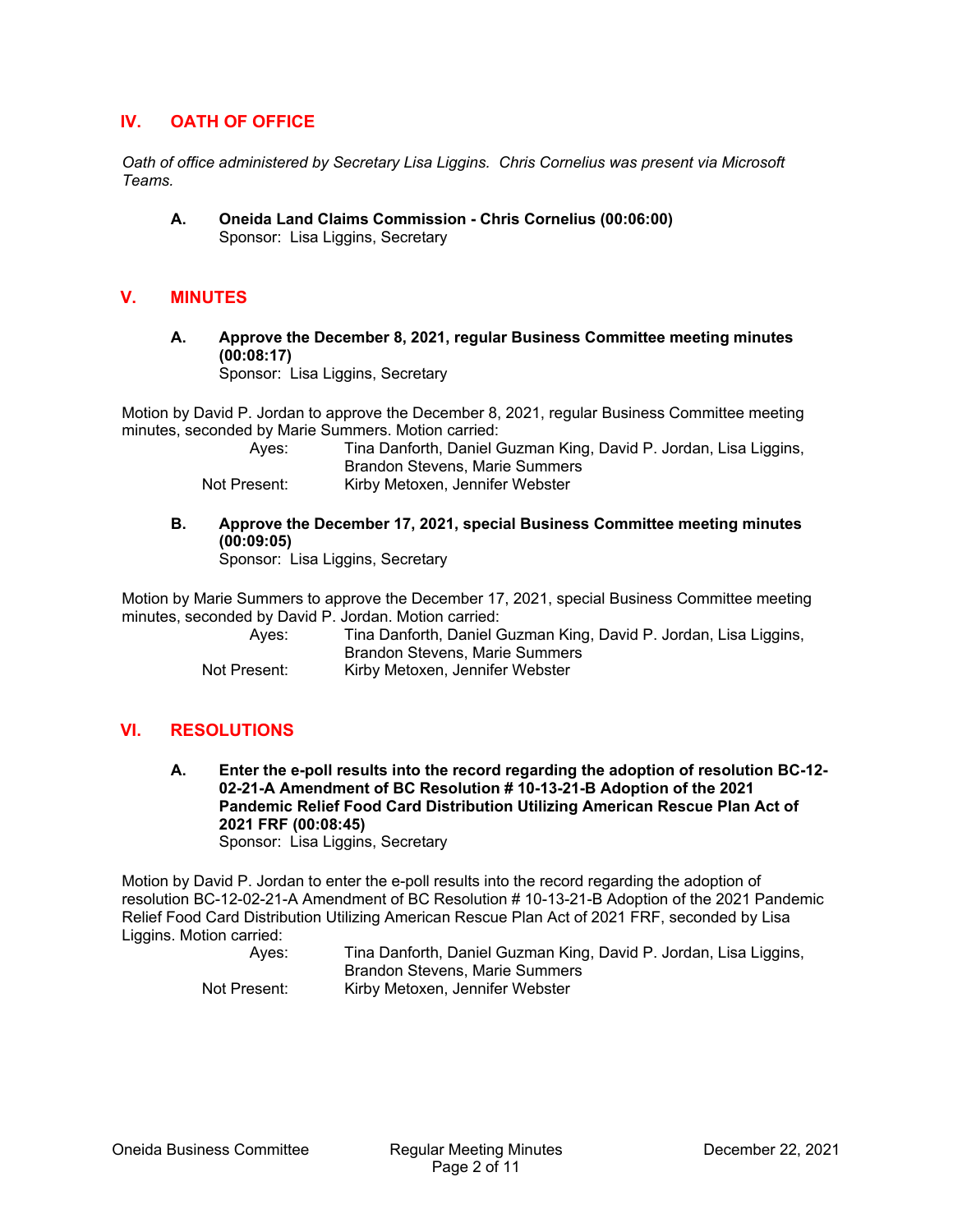## IV. OATH OF OFFICE

*Oath of office administered by Secretary Lisa Liggins. Chris Cornelius was present via Microsoft Teams.*

**A. Oneida Land Claims Commission - Chris Cornelius (00:06:00)**
Sponsor: Lisa Liggins, Secretary

## V. MINUTES

**A. Approve the December 8, 2021, regular Business Committee meeting minutes (00:08:17)**
Sponsor: Lisa Liggins, Secretary

Motion by David P. Jordan to approve the December 8, 2021, regular Business Committee meeting minutes, seconded by Marie Summers. Motion carried:

Ayes: Tina Danforth, Daniel Guzman King, David P. Jordan, Lisa Liggins, Brandon Stevens, Marie Summers
Not Present: Kirby Metoxen, Jennifer Webster

**B. Approve the December 17, 2021, special Business Committee meeting minutes (00:09:05)**
Sponsor: Lisa Liggins, Secretary

Motion by Marie Summers to approve the December 17, 2021, special Business Committee meeting minutes, seconded by David P. Jordan. Motion carried:

Ayes: Tina Danforth, Daniel Guzman King, David P. Jordan, Lisa Liggins, Brandon Stevens, Marie Summers
Not Present: Kirby Metoxen, Jennifer Webster

## VI. RESOLUTIONS

**A. Enter the e-poll results into the record regarding the adoption of resolution BC-12-02-21-A Amendment of BC Resolution # 10-13-21-B Adoption of the 2021 Pandemic Relief Food Card Distribution Utilizing American Rescue Plan Act of 2021 FRF (00:08:45)**
Sponsor: Lisa Liggins, Secretary

Motion by David P. Jordan to enter the e-poll results into the record regarding the adoption of resolution BC-12-02-21-A Amendment of BC Resolution # 10-13-21-B Adoption of the 2021 Pandemic Relief Food Card Distribution Utilizing American Rescue Plan Act of 2021 FRF, seconded by Lisa Liggins. Motion carried:

Ayes: Tina Danforth, Daniel Guzman King, David P. Jordan, Lisa Liggins, Brandon Stevens, Marie Summers
Not Present: Kirby Metoxen, Jennifer Webster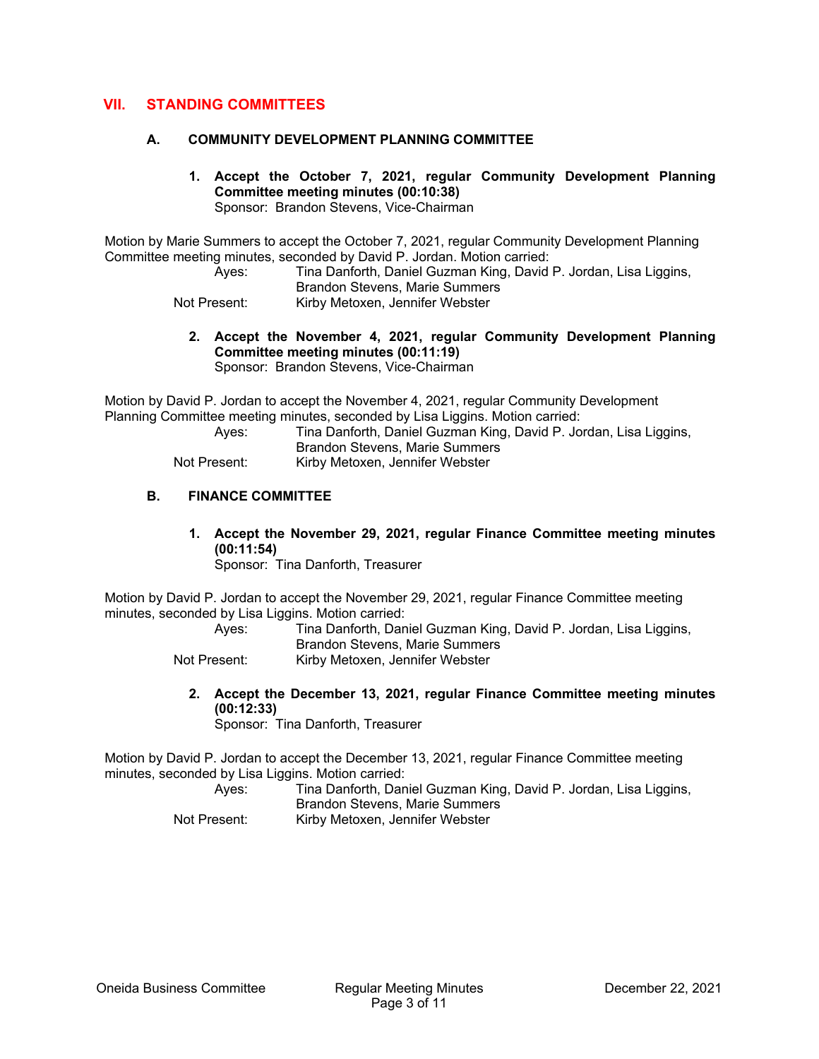## VII. STANDING COMMITTEES

### A. COMMUNITY DEVELOPMENT PLANNING COMMITTEE

**1. Accept the October 7, 2021, regular Community Development Planning Committee meeting minutes (00:10:38)**
Sponsor: Brandon Stevens, Vice-Chairman

Motion by Marie Summers to accept the October 7, 2021, regular Community Development Planning Committee meeting minutes, seconded by David P. Jordan. Motion carried:

Ayes: Tina Danforth, Daniel Guzman King, David P. Jordan, Lisa Liggins, Brandon Stevens, Marie Summers
Not Present: Kirby Metoxen, Jennifer Webster

**2. Accept the November 4, 2021, regular Community Development Planning Committee meeting minutes (00:11:19)**
Sponsor: Brandon Stevens, Vice-Chairman

Motion by David P. Jordan to accept the November 4, 2021, regular Community Development Planning Committee meeting minutes, seconded by Lisa Liggins. Motion carried:

Ayes: Tina Danforth, Daniel Guzman King, David P. Jordan, Lisa Liggins, Brandon Stevens, Marie Summers
Not Present: Kirby Metoxen, Jennifer Webster

### B. FINANCE COMMITTEE

**1. Accept the November 29, 2021, regular Finance Committee meeting minutes (00:11:54)**
Sponsor: Tina Danforth, Treasurer

Motion by David P. Jordan to accept the November 29, 2021, regular Finance Committee meeting minutes, seconded by Lisa Liggins. Motion carried:

Ayes: Tina Danforth, Daniel Guzman King, David P. Jordan, Lisa Liggins, Brandon Stevens, Marie Summers
Not Present: Kirby Metoxen, Jennifer Webster

**2. Accept the December 13, 2021, regular Finance Committee meeting minutes (00:12:33)**
Sponsor: Tina Danforth, Treasurer

Motion by David P. Jordan to accept the December 13, 2021, regular Finance Committee meeting minutes, seconded by Lisa Liggins. Motion carried:

Ayes: Tina Danforth, Daniel Guzman King, David P. Jordan, Lisa Liggins, Brandon Stevens, Marie Summers
Not Present: Kirby Metoxen, Jennifer Webster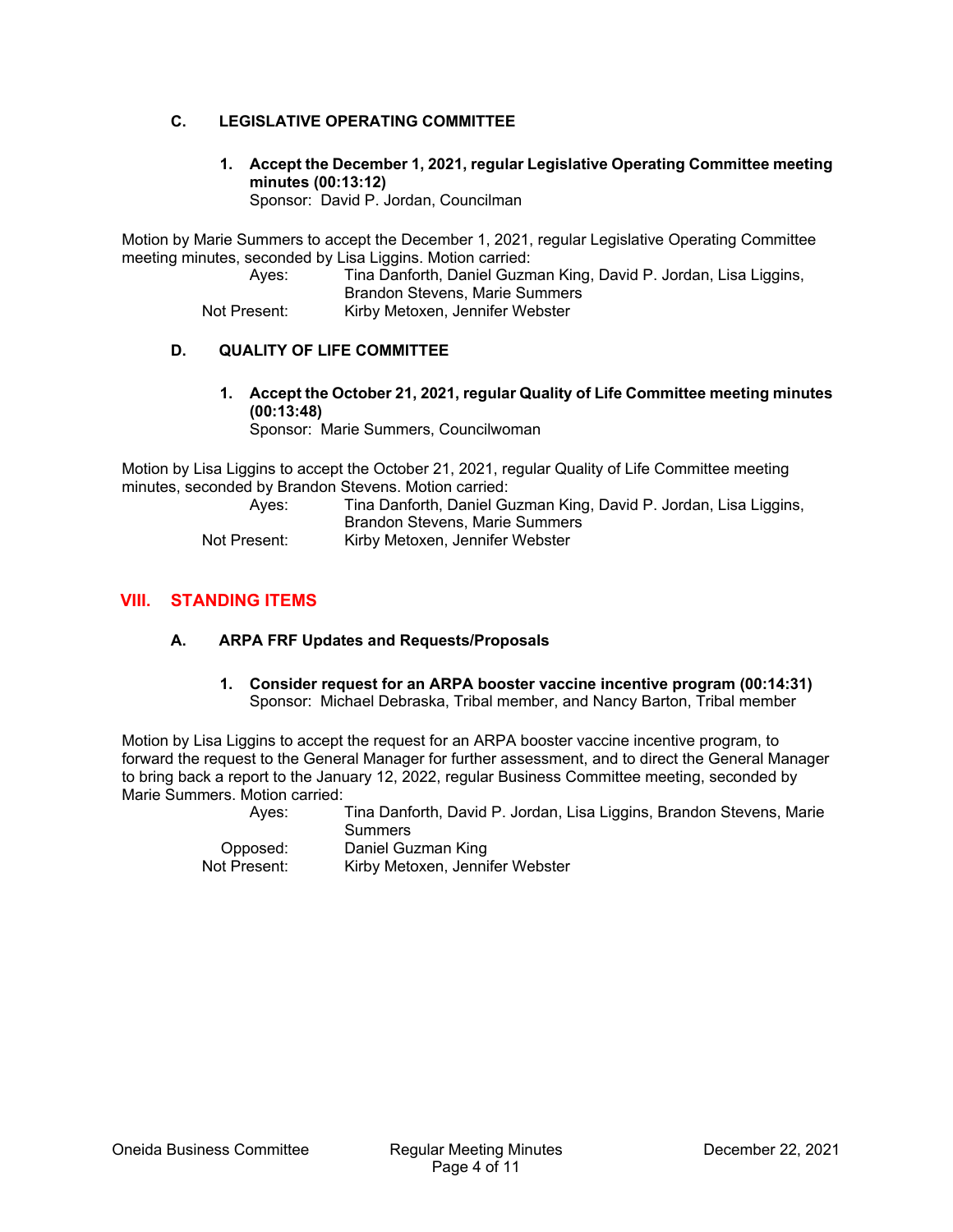### C. LEGISLATIVE OPERATING COMMITTEE

**1. Accept the December 1, 2021, regular Legislative Operating Committee meeting minutes (00:13:12)**
Sponsor: David P. Jordan, Councilman

Motion by Marie Summers to accept the December 1, 2021, regular Legislative Operating Committee meeting minutes, seconded by Lisa Liggins. Motion carried:

| | |
|---|---|
| Ayes: | Tina Danforth, Daniel Guzman King, David P. Jordan, Lisa Liggins, Brandon Stevens, Marie Summers |
| Not Present: | Kirby Metoxen, Jennifer Webster |

### D. QUALITY OF LIFE COMMITTEE

**1. Accept the October 21, 2021, regular Quality of Life Committee meeting minutes (00:13:48)**
Sponsor: Marie Summers, Councilwoman

Motion by Lisa Liggins to accept the October 21, 2021, regular Quality of Life Committee meeting minutes, seconded by Brandon Stevens. Motion carried:

| | |
|---|---|
| Ayes: | Tina Danforth, Daniel Guzman King, David P. Jordan, Lisa Liggins, Brandon Stevens, Marie Summers |
| Not Present: | Kirby Metoxen, Jennifer Webster |

## VIII. STANDING ITEMS

### A. ARPA FRF Updates and Requests/Proposals

**1. Consider request for an ARPA booster vaccine incentive program (00:14:31)**
Sponsor: Michael Debraska, Tribal member, and Nancy Barton, Tribal member

Motion by Lisa Liggins to accept the request for an ARPA booster vaccine incentive program, to forward the request to the General Manager for further assessment, and to direct the General Manager to bring back a report to the January 12, 2022, regular Business Committee meeting, seconded by Marie Summers. Motion carried:

| | |
|---|---|
| Ayes: | Tina Danforth, David P. Jordan, Lisa Liggins, Brandon Stevens, Marie Summers |
| Opposed: | Daniel Guzman King |
| Not Present: | Kirby Metoxen, Jennifer Webster |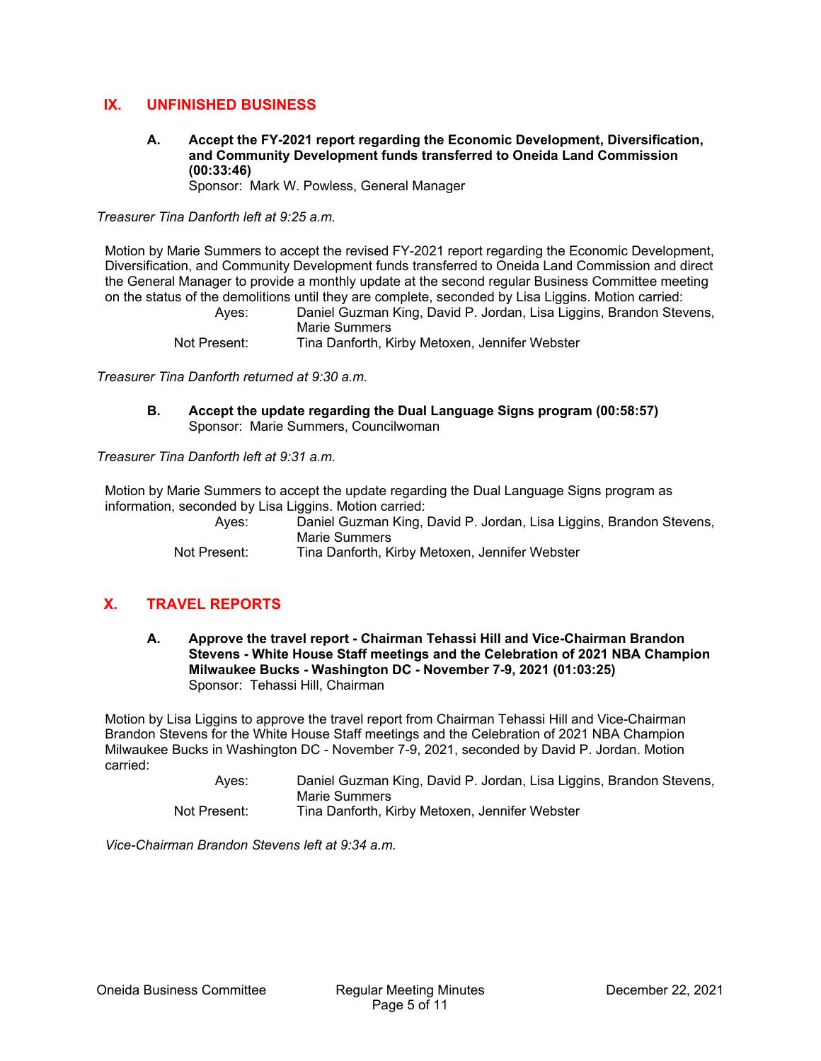## IX. UNFINISHED BUSINESS

**A. Accept the FY-2021 report regarding the Economic Development, Diversification, and Community Development funds transferred to Oneida Land Commission (00:33:46)**
Sponsor: Mark W. Powless, General Manager

*Treasurer Tina Danforth left at 9:25 a.m.*

Motion by Marie Summers to accept the revised FY-2021 report regarding the Economic Development, Diversification, and Community Development funds transferred to Oneida Land Commission and direct the General Manager to provide a monthly update at the second regular Business Committee meeting on the status of the demolitions until they are complete, seconded by Lisa Liggins. Motion carried:

Ayes: Daniel Guzman King, David P. Jordan, Lisa Liggins, Brandon Stevens, Marie Summers
Not Present: Tina Danforth, Kirby Metoxen, Jennifer Webster

*Treasurer Tina Danforth returned at 9:30 a.m.*

**B. Accept the update regarding the Dual Language Signs program (00:58:57)**
Sponsor: Marie Summers, Councilwoman

*Treasurer Tina Danforth left at 9:31 a.m.*

Motion by Marie Summers to accept the update regarding the Dual Language Signs program as information, seconded by Lisa Liggins. Motion carried:

Ayes: Daniel Guzman King, David P. Jordan, Lisa Liggins, Brandon Stevens, Marie Summers
Not Present: Tina Danforth, Kirby Metoxen, Jennifer Webster

## X. TRAVEL REPORTS

**A. Approve the travel report - Chairman Tehassi Hill and Vice-Chairman Brandon Stevens - White House Staff meetings and the Celebration of 2021 NBA Champion Milwaukee Bucks - Washington DC - November 7-9, 2021 (01:03:25)**
Sponsor: Tehassi Hill, Chairman

Motion by Lisa Liggins to approve the travel report from Chairman Tehassi Hill and Vice-Chairman Brandon Stevens for the White House Staff meetings and the Celebration of 2021 NBA Champion Milwaukee Bucks in Washington DC - November 7-9, 2021, seconded by David P. Jordan. Motion carried:

Ayes: Daniel Guzman King, David P. Jordan, Lisa Liggins, Brandon Stevens, Marie Summers
Not Present: Tina Danforth, Kirby Metoxen, Jennifer Webster

*Vice-Chairman Brandon Stevens left at 9:34 a.m.*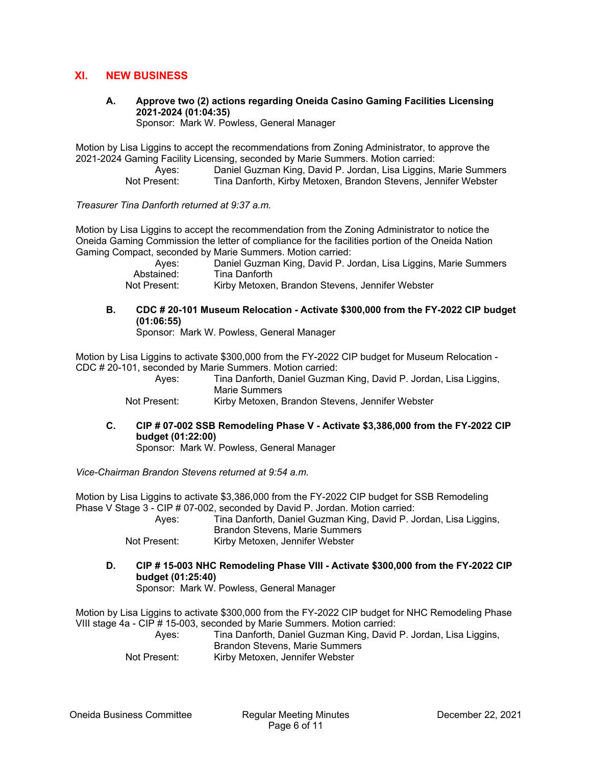## XI. NEW BUSINESS

**A. Approve two (2) actions regarding Oneida Casino Gaming Facilities Licensing 2021-2024 (01:04:35)**
Sponsor: Mark W. Powless, General Manager

Motion by Lisa Liggins to accept the recommendations from Zoning Administrator, to approve the 2021-2024 Gaming Facility Licensing, seconded by Marie Summers. Motion carried:

Ayes: Daniel Guzman King, David P. Jordan, Lisa Liggins, Marie Summers
Not Present: Tina Danforth, Kirby Metoxen, Brandon Stevens, Jennifer Webster

*Treasurer Tina Danforth returned at 9:37 a.m.*

Motion by Lisa Liggins to accept the recommendation from the Zoning Administrator to notice the Oneida Gaming Commission the letter of compliance for the facilities portion of the Oneida Nation Gaming Compact, seconded by Marie Summers. Motion carried:

Ayes: Daniel Guzman King, David P. Jordan, Lisa Liggins, Marie Summers
Abstained: Tina Danforth
Not Present: Kirby Metoxen, Brandon Stevens, Jennifer Webster

**B. CDC # 20-101 Museum Relocation - Activate $300,000 from the FY-2022 CIP budget (01:06:55)**
Sponsor: Mark W. Powless, General Manager

Motion by Lisa Liggins to activate $300,000 from the FY-2022 CIP budget for Museum Relocation - CDC # 20-101, seconded by Marie Summers. Motion carried:

Ayes: Tina Danforth, Daniel Guzman King, David P. Jordan, Lisa Liggins, Marie Summers
Not Present: Kirby Metoxen, Brandon Stevens, Jennifer Webster

**C. CIP # 07-002 SSB Remodeling Phase V - Activate $3,386,000 from the FY-2022 CIP budget (01:22:00)**
Sponsor: Mark W. Powless, General Manager

*Vice-Chairman Brandon Stevens returned at 9:54 a.m.*

Motion by Lisa Liggins to activate $3,386,000 from the FY-2022 CIP budget for SSB Remodeling Phase V Stage 3 - CIP # 07-002, seconded by David P. Jordan. Motion carried:

Ayes: Tina Danforth, Daniel Guzman King, David P. Jordan, Lisa Liggins, Brandon Stevens, Marie Summers
Not Present: Kirby Metoxen, Jennifer Webster

**D. CIP # 15-003 NHC Remodeling Phase VIII - Activate $300,000 from the FY-2022 CIP budget (01:25:40)**
Sponsor: Mark W. Powless, General Manager

Motion by Lisa Liggins to activate $300,000 from the FY-2022 CIP budget for NHC Remodeling Phase VIII stage 4a - CIP # 15-003, seconded by Marie Summers. Motion carried:

Ayes: Tina Danforth, Daniel Guzman King, David P. Jordan, Lisa Liggins, Brandon Stevens, Marie Summers
Not Present: Kirby Metoxen, Jennifer Webster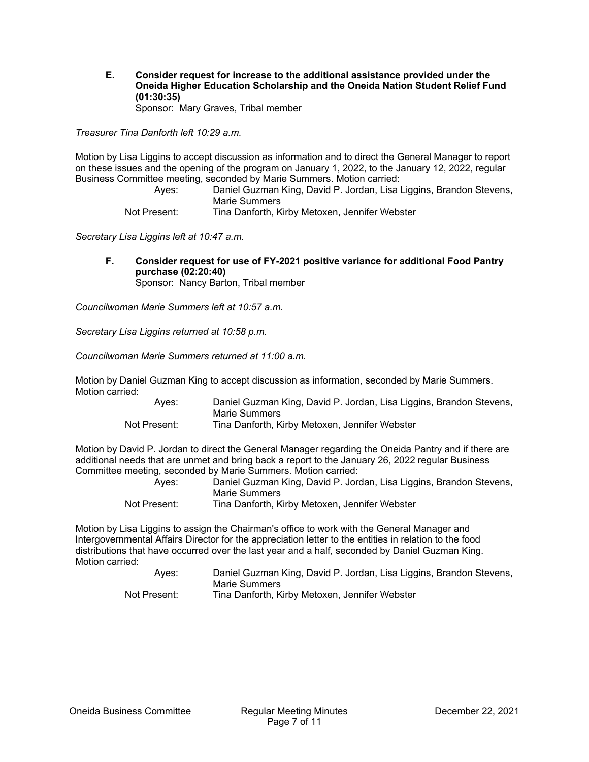**E. Consider request for increase to the additional assistance provided under the Oneida Higher Education Scholarship and the Oneida Nation Student Relief Fund (01:30:35)**
Sponsor: Mary Graves, Tribal member

*Treasurer Tina Danforth left 10:29 a.m.*

Motion by Lisa Liggins to accept discussion as information and to direct the General Manager to report on these issues and the opening of the program on January 1, 2022, to the January 12, 2022, regular Business Committee meeting, seconded by Marie Summers. Motion carried:

Ayes: Daniel Guzman King, David P. Jordan, Lisa Liggins, Brandon Stevens, Marie Summers
Not Present: Tina Danforth, Kirby Metoxen, Jennifer Webster

*Secretary Lisa Liggins left at 10:47 a.m.*

**F. Consider request for use of FY-2021 positive variance for additional Food Pantry purchase (02:20:40)**
Sponsor: Nancy Barton, Tribal member

*Councilwoman Marie Summers left at 10:57 a.m.*

*Secretary Lisa Liggins returned at 10:58 p.m.*

*Councilwoman Marie Summers returned at 11:00 a.m.*

Motion by Daniel Guzman King to accept discussion as information, seconded by Marie Summers. Motion carried:

Ayes: Daniel Guzman King, David P. Jordan, Lisa Liggins, Brandon Stevens, Marie Summers
Not Present: Tina Danforth, Kirby Metoxen, Jennifer Webster

Motion by David P. Jordan to direct the General Manager regarding the Oneida Pantry and if there are additional needs that are unmet and bring back a report to the January 26, 2022 regular Business Committee meeting, seconded by Marie Summers. Motion carried:

Ayes: Daniel Guzman King, David P. Jordan, Lisa Liggins, Brandon Stevens, Marie Summers
Not Present: Tina Danforth, Kirby Metoxen, Jennifer Webster

Motion by Lisa Liggins to assign the Chairman's office to work with the General Manager and Intergovernmental Affairs Director for the appreciation letter to the entities in relation to the food distributions that have occurred over the last year and a half, seconded by Daniel Guzman King. Motion carried:

Ayes: Daniel Guzman King, David P. Jordan, Lisa Liggins, Brandon Stevens, Marie Summers
Not Present: Tina Danforth, Kirby Metoxen, Jennifer Webster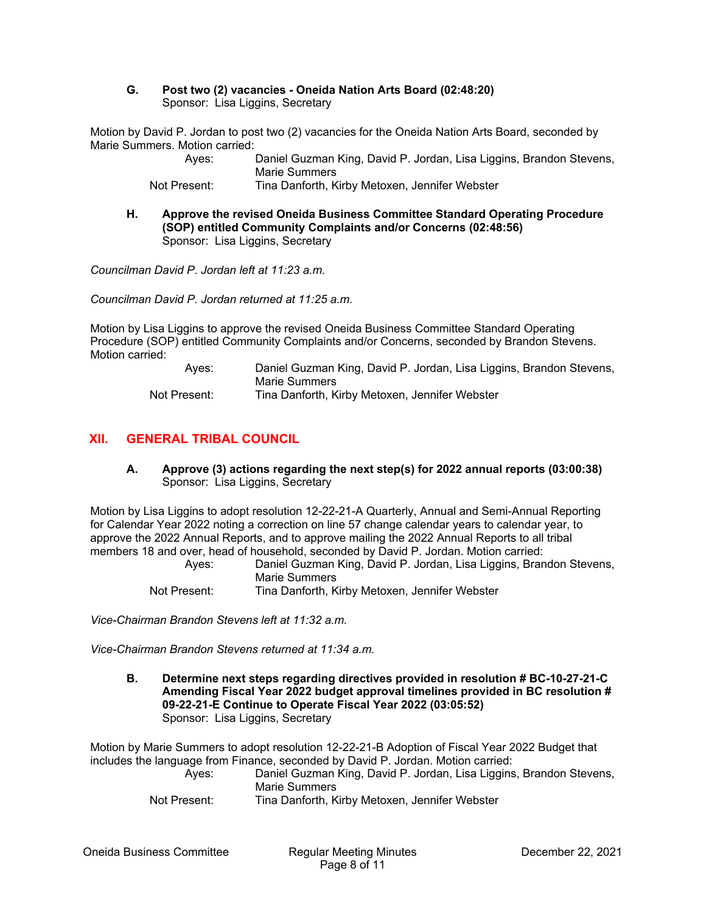**G. Post two (2) vacancies - Oneida Nation Arts Board (02:48:20)**
Sponsor: Lisa Liggins, Secretary

Motion by David P. Jordan to post two (2) vacancies for the Oneida Nation Arts Board, seconded by Marie Summers. Motion carried:

| | |
|---|---|
| Ayes: | Daniel Guzman King, David P. Jordan, Lisa Liggins, Brandon Stevens, Marie Summers |
| Not Present: | Tina Danforth, Kirby Metoxen, Jennifer Webster |

**H. Approve the revised Oneida Business Committee Standard Operating Procedure (SOP) entitled Community Complaints and/or Concerns (02:48:56)**
Sponsor: Lisa Liggins, Secretary

*Councilman David P. Jordan left at 11:23 a.m.*

*Councilman David P. Jordan returned at 11:25 a.m.*

Motion by Lisa Liggins to approve the revised Oneida Business Committee Standard Operating Procedure (SOP) entitled Community Complaints and/or Concerns, seconded by Brandon Stevens. Motion carried:

| | |
|---|---|
| Ayes: | Daniel Guzman King, David P. Jordan, Lisa Liggins, Brandon Stevens, Marie Summers |
| Not Present: | Tina Danforth, Kirby Metoxen, Jennifer Webster |

## XII. GENERAL TRIBAL COUNCIL

**A. Approve (3) actions regarding the next step(s) for 2022 annual reports (03:00:38)**
Sponsor: Lisa Liggins, Secretary

Motion by Lisa Liggins to adopt resolution 12-22-21-A Quarterly, Annual and Semi-Annual Reporting for Calendar Year 2022 noting a correction on line 57 change calendar years to calendar year, to approve the 2022 Annual Reports, and to approve mailing the 2022 Annual Reports to all tribal members 18 and over, head of household, seconded by David P. Jordan. Motion carried:

| | |
|---|---|
| Ayes: | Daniel Guzman King, David P. Jordan, Lisa Liggins, Brandon Stevens, Marie Summers |
| Not Present: | Tina Danforth, Kirby Metoxen, Jennifer Webster |

*Vice-Chairman Brandon Stevens left at 11:32 a.m.*

*Vice-Chairman Brandon Stevens returned at 11:34 a.m.*

**B. Determine next steps regarding directives provided in resolution # BC-10-27-21-C Amending Fiscal Year 2022 budget approval timelines provided in BC resolution # 09-22-21-E Continue to Operate Fiscal Year 2022 (03:05:52)**
Sponsor: Lisa Liggins, Secretary

Motion by Marie Summers to adopt resolution 12-22-21-B Adoption of Fiscal Year 2022 Budget that includes the language from Finance, seconded by David P. Jordan. Motion carried:

| | |
|---|---|
| Ayes: | Daniel Guzman King, David P. Jordan, Lisa Liggins, Brandon Stevens, Marie Summers |
| Not Present: | Tina Danforth, Kirby Metoxen, Jennifer Webster |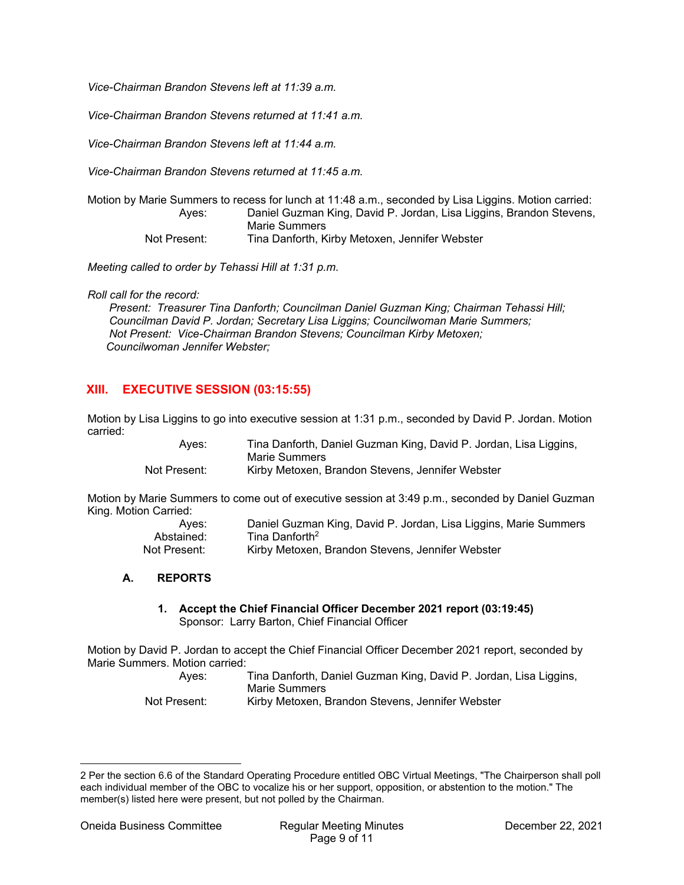*Vice-Chairman Brandon Stevens left at 11:39 a.m.*

*Vice-Chairman Brandon Stevens returned at 11:41 a.m.*

*Vice-Chairman Brandon Stevens left at 11:44 a.m.*

*Vice-Chairman Brandon Stevens returned at 11:45 a.m.*

Motion by Marie Summers to recess for lunch at 11:48 a.m., seconded by Lisa Liggins. Motion carried:

| | |
|---|---|
| Ayes: | Daniel Guzman King, David P. Jordan, Lisa Liggins, Brandon Stevens, Marie Summers |
| Not Present: | Tina Danforth, Kirby Metoxen, Jennifer Webster |

*Meeting called to order by Tehassi Hill at 1:31 p.m.*

*Roll call for the record:*
*Present: Treasurer Tina Danforth; Councilman Daniel Guzman King; Chairman Tehassi Hill; Councilman David P. Jordan; Secretary Lisa Liggins; Councilwoman Marie Summers;*
*Not Present: Vice-Chairman Brandon Stevens; Councilman Kirby Metoxen; Councilwoman Jennifer Webster;*

## XIII. EXECUTIVE SESSION (03:15:55)

Motion by Lisa Liggins to go into executive session at 1:31 p.m., seconded by David P. Jordan. Motion carried:

| | |
|---|---|
| Ayes: | Tina Danforth, Daniel Guzman King, David P. Jordan, Lisa Liggins, Marie Summers |
| Not Present: | Kirby Metoxen, Brandon Stevens, Jennifer Webster |

Motion by Marie Summers to come out of executive session at 3:49 p.m., seconded by Daniel Guzman King. Motion Carried:

| | |
|---|---|
| Ayes: | Daniel Guzman King, David P. Jordan, Lisa Liggins, Marie Summers |
| Abstained: | Tina Danforth[2] |
| Not Present: | Kirby Metoxen, Brandon Stevens, Jennifer Webster |

### A. REPORTS

**1. Accept the Chief Financial Officer December 2021 report (03:19:45)**
Sponsor: Larry Barton, Chief Financial Officer

Motion by David P. Jordan to accept the Chief Financial Officer December 2021 report, seconded by Marie Summers. Motion carried:

| | |
|---|---|
| Ayes: | Tina Danforth, Daniel Guzman King, David P. Jordan, Lisa Liggins, Marie Summers |
| Not Present: | Kirby Metoxen, Brandon Stevens, Jennifer Webster |

---

2 Per the section 6.6 of the Standard Operating Procedure entitled OBC Virtual Meetings, "The Chairperson shall poll each individual member of the OBC to vocalize his or her support, opposition, or abstention to the motion." The member(s) listed here were present, but not polled by the Chairman.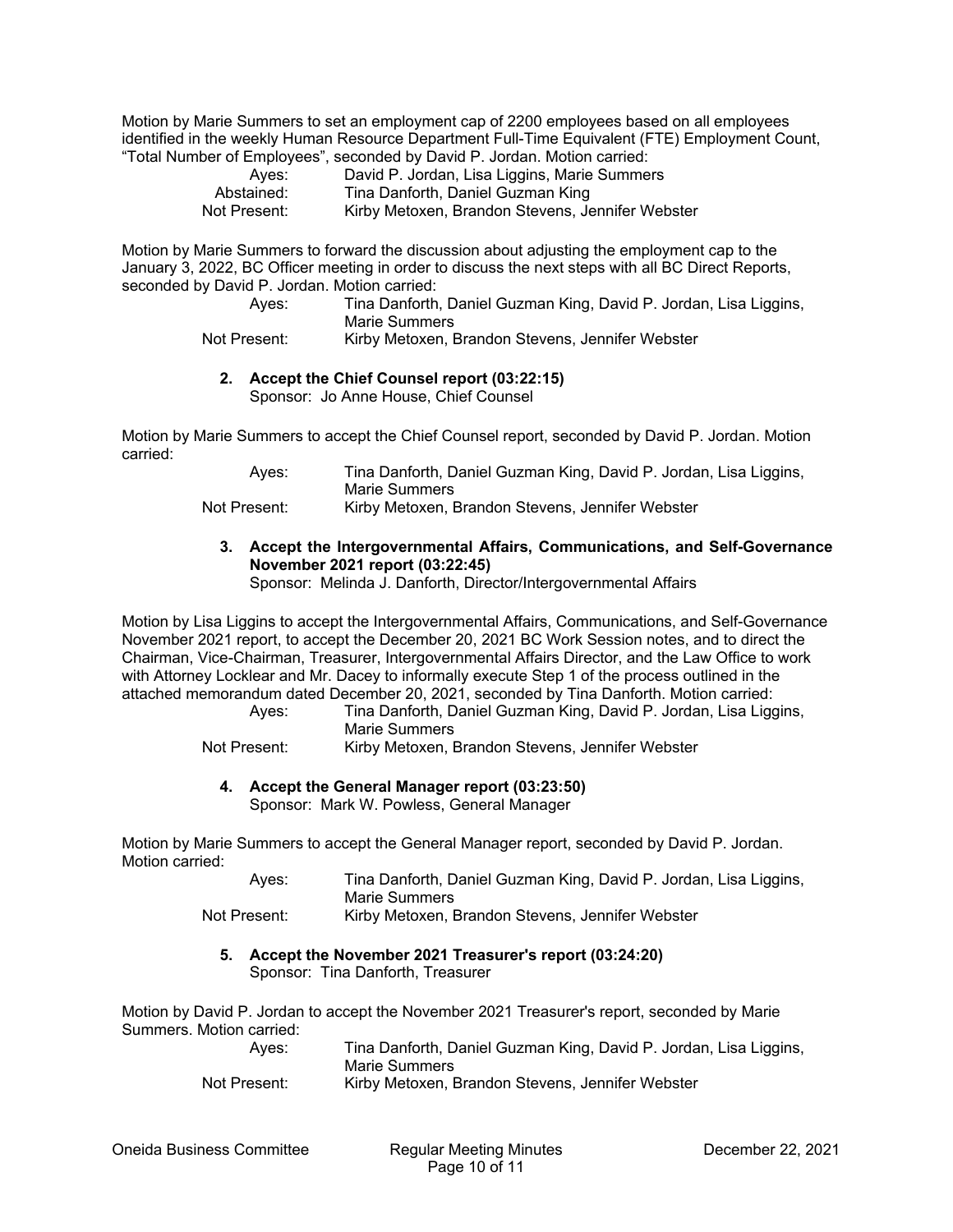Motion by Marie Summers to set an employment cap of 2200 employees based on all employees identified in the weekly Human Resource Department Full-Time Equivalent (FTE) Employment Count, "Total Number of Employees", seconded by David P. Jordan. Motion carried:

Ayes: David P. Jordan, Lisa Liggins, Marie Summers
Abstained: Tina Danforth, Daniel Guzman King
Not Present: Kirby Metoxen, Brandon Stevens, Jennifer Webster

Motion by Marie Summers to forward the discussion about adjusting the employment cap to the January 3, 2022, BC Officer meeting in order to discuss the next steps with all BC Direct Reports, seconded by David P. Jordan. Motion carried:

Ayes: Tina Danforth, Daniel Guzman King, David P. Jordan, Lisa Liggins, Marie Summers
Not Present: Kirby Metoxen, Brandon Stevens, Jennifer Webster

**2. Accept the Chief Counsel report (03:22:15)**
Sponsor: Jo Anne House, Chief Counsel

Motion by Marie Summers to accept the Chief Counsel report, seconded by David P. Jordan. Motion carried:

Ayes: Tina Danforth, Daniel Guzman King, David P. Jordan, Lisa Liggins, Marie Summers
Not Present: Kirby Metoxen, Brandon Stevens, Jennifer Webster

**3. Accept the Intergovernmental Affairs, Communications, and Self-Governance November 2021 report (03:22:45)**
Sponsor: Melinda J. Danforth, Director/Intergovernmental Affairs

Motion by Lisa Liggins to accept the Intergovernmental Affairs, Communications, and Self-Governance November 2021 report, to accept the December 20, 2021 BC Work Session notes, and to direct the Chairman, Vice-Chairman, Treasurer, Intergovernmental Affairs Director, and the Law Office to work with Attorney Locklear and Mr. Dacey to informally execute Step 1 of the process outlined in the attached memorandum dated December 20, 2021, seconded by Tina Danforth. Motion carried:

Ayes: Tina Danforth, Daniel Guzman King, David P. Jordan, Lisa Liggins, Marie Summers
Not Present: Kirby Metoxen, Brandon Stevens, Jennifer Webster

**4. Accept the General Manager report (03:23:50)**
Sponsor: Mark W. Powless, General Manager

Motion by Marie Summers to accept the General Manager report, seconded by David P. Jordan. Motion carried:

Ayes: Tina Danforth, Daniel Guzman King, David P. Jordan, Lisa Liggins, Marie Summers
Not Present: Kirby Metoxen, Brandon Stevens, Jennifer Webster

**5. Accept the November 2021 Treasurer's report (03:24:20)**
Sponsor: Tina Danforth, Treasurer

Motion by David P. Jordan to accept the November 2021 Treasurer's report, seconded by Marie Summers. Motion carried:

Ayes: Tina Danforth, Daniel Guzman King, David P. Jordan, Lisa Liggins, Marie Summers
Not Present: Kirby Metoxen, Brandon Stevens, Jennifer Webster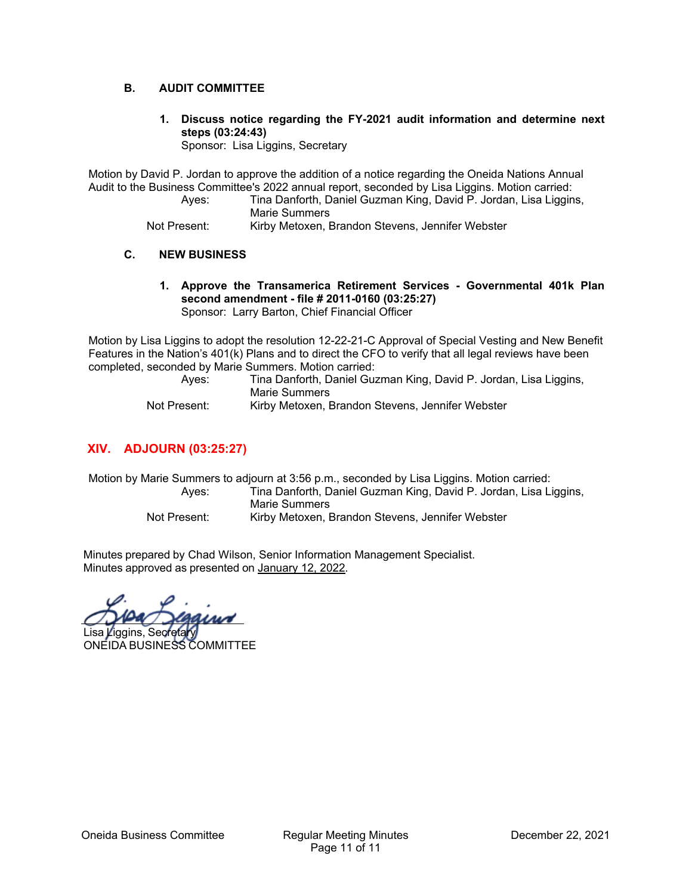### B. AUDIT COMMITTEE

**1. Discuss notice regarding the FY-2021 audit information and determine next steps (03:24:43)**
Sponsor: Lisa Liggins, Secretary

Motion by David P. Jordan to approve the addition of a notice regarding the Oneida Nations Annual Audit to the Business Committee's 2022 annual report, seconded by Lisa Liggins. Motion carried:

Ayes: Tina Danforth, Daniel Guzman King, David P. Jordan, Lisa Liggins, Marie Summers
Not Present: Kirby Metoxen, Brandon Stevens, Jennifer Webster

### C. NEW BUSINESS

**1. Approve the Transamerica Retirement Services - Governmental 401k Plan second amendment - file # 2011-0160 (03:25:27)**
Sponsor: Larry Barton, Chief Financial Officer

Motion by Lisa Liggins to adopt the resolution 12-22-21-C Approval of Special Vesting and New Benefit Features in the Nation's 401(k) Plans and to direct the CFO to verify that all legal reviews have been completed, seconded by Marie Summers. Motion carried:

Ayes: Tina Danforth, Daniel Guzman King, David P. Jordan, Lisa Liggins, Marie Summers
Not Present: Kirby Metoxen, Brandon Stevens, Jennifer Webster

## XIV. ADJOURN (03:25:27)

Motion by Marie Summers to adjourn at 3:56 p.m., seconded by Lisa Liggins. Motion carried:

Ayes: Tina Danforth, Daniel Guzman King, David P. Jordan, Lisa Liggins, Marie Summers
Not Present: Kirby Metoxen, Brandon Stevens, Jennifer Webster

Minutes prepared by Chad Wilson, Senior Information Management Specialist.
Minutes approved as presented on January 12, 2022.

Lisa Liggins, Secretary
ONEIDA BUSINESS COMMITTEE